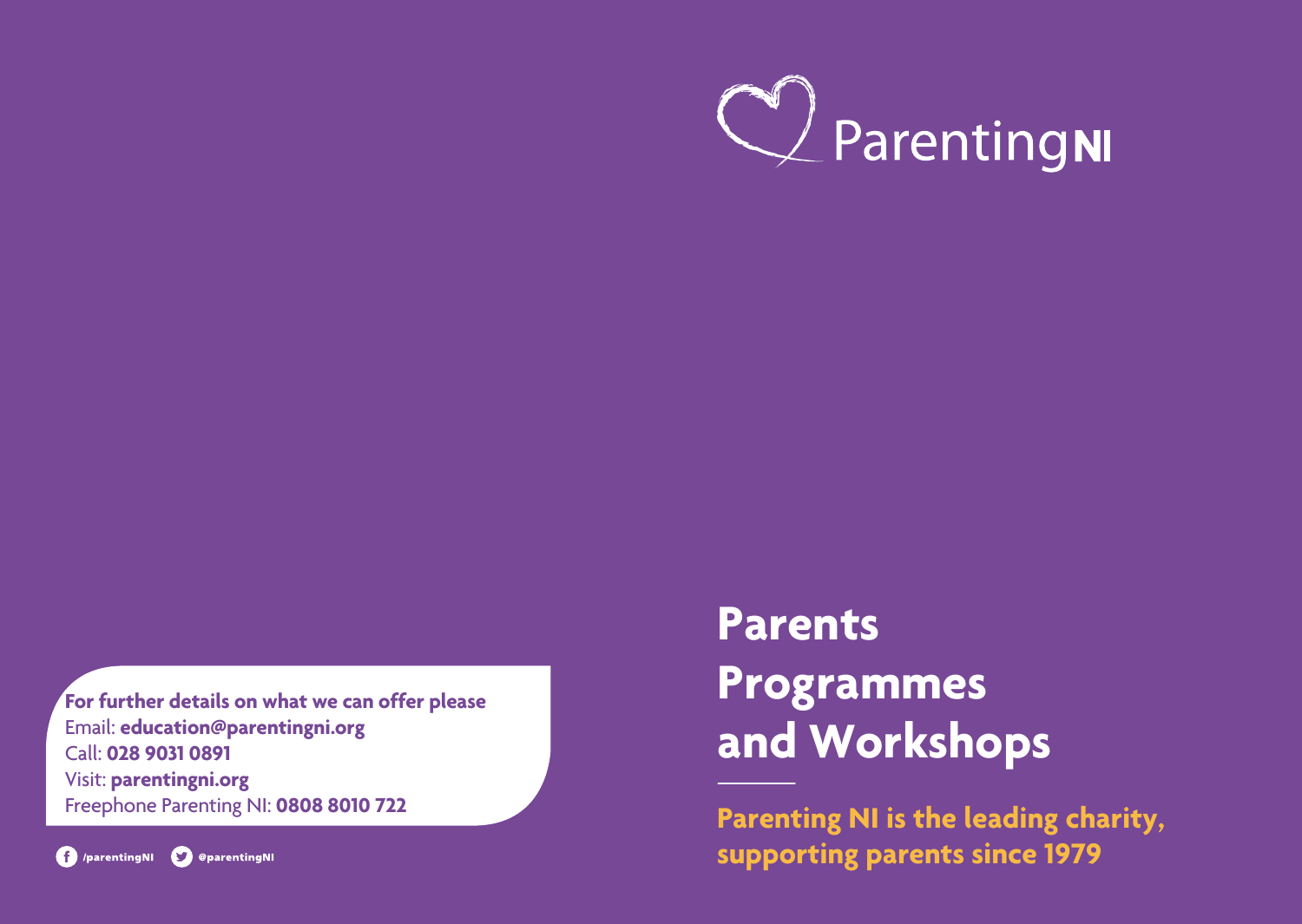ParentingNI

# Parents Programmes and Workshops

**Parenting NI is the leading charity, supporting parents since 1979**

**For further details on what we can offer please**
Email: **education@parentingni.org**
Call: **028 9031 0891**
Visit: **parentingni.org**
Freephone Parenting NI: **0808 8010 722**

/parentingNI @parentingNI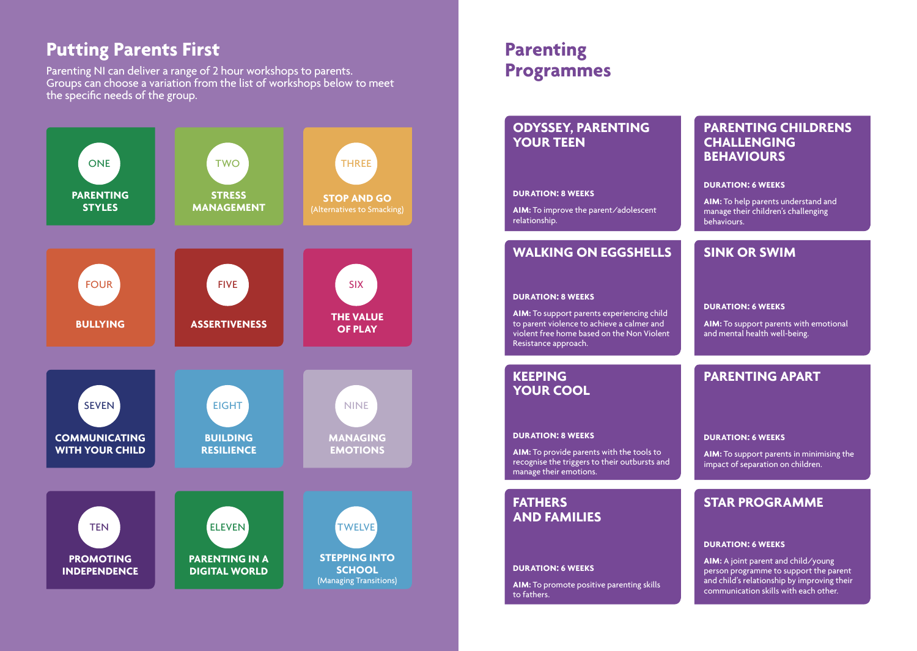## Putting Parents First

Parenting NI can deliver a range of 2 hour workshops to parents. Groups can choose a variation from the list of workshops below to meet the specific needs of the group.

- ONE — **PARENTING STYLES**
- TWO — **STRESS MANAGEMENT**
- THREE — **STOP AND GO** (Alternatives to Smacking)
- FOUR — **BULLYING**
- FIVE — **ASSERTIVENESS**
- SIX — **THE VALUE OF PLAY**
- SEVEN — **COMMUNICATING WITH YOUR CHILD**
- EIGHT — **BUILDING RESILIENCE**
- NINE — **MANAGING EMOTIONS**
- TEN — **PROMOTING INDEPENDENCE**
- ELEVEN — **PARENTING IN A DIGITAL WORLD**
- TWELVE — **STEPPING INTO SCHOOL** (Managing Transitions)

## Parenting Programmes

### ODYSSEY, PARENTING YOUR TEEN

**DURATION: 8 WEEKS**

**AIM:** To improve the parent/adolescent relationship.

### PARENTING CHILDRENS CHALLENGING BEHAVIOURS

**DURATION: 6 WEEKS**

**AIM:** To help parents understand and manage their children's challenging behaviours.

### WALKING ON EGGSHELLS

**DURATION: 8 WEEKS**

**AIM:** To support parents experiencing child to parent violence to achieve a calmer and violent free home based on the Non Violent Resistance approach.

### SINK OR SWIM

**DURATION: 6 WEEKS**

**AIM:** To support parents with emotional and mental health well-being.

### KEEPING YOUR COOL

**DURATION: 8 WEEKS**

**AIM:** To provide parents with the tools to recognise the triggers to their outbursts and manage their emotions.

### PARENTING APART

**DURATION: 6 WEEKS**

**AIM:** To support parents in minimising the impact of separation on children.

### FATHERS AND FAMILIES

**DURATION: 6 WEEKS**

**AIM:** To promote positive parenting skills to fathers.

### STAR PROGRAMME

**DURATION: 6 WEEKS**

**AIM:** A joint parent and child/young person programme to support the parent and child's relationship by improving their communication skills with each other.